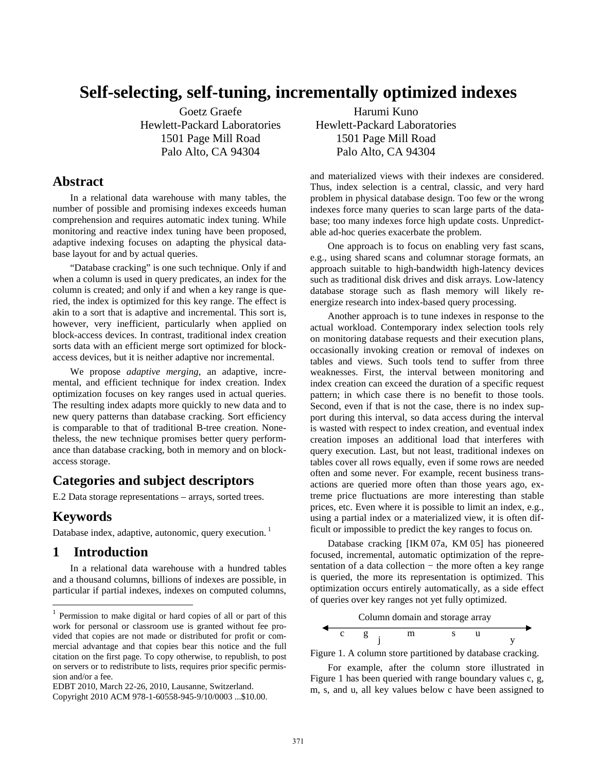# Self-selecting, self-tuning, incrementally optimized indexes

Goetz Graefe
Hewlett-Packard Laboratories
1501 Page Mill Road
Palo Alto, CA 94304

Harumi Kuno
Hewlett-Packard Laboratories
1501 Page Mill Road
Palo Alto, CA 94304

## Abstract

In a relational data warehouse with many tables, the number of possible and promising indexes exceeds human comprehension and requires automatic index tuning. While monitoring and reactive index tuning have been proposed, adaptive indexing focuses on adapting the physical database layout for and by actual queries.

"Database cracking" is one such technique. Only if and when a column is used in query predicates, an index for the column is created; and only if and when a key range is queried, the index is optimized for this key range. The effect is akin to a sort that is adaptive and incremental. This sort is, however, very inefficient, particularly when applied on block-access devices. In contrast, traditional index creation sorts data with an efficient merge sort optimized for block-access devices, but it is neither adaptive nor incremental.

We propose *adaptive merging*, an adaptive, incremental, and efficient technique for index creation. Index optimization focuses on key ranges used in actual queries. The resulting index adapts more quickly to new data and to new query patterns than database cracking. Sort efficiency is comparable to that of traditional B-tree creation. Nonetheless, the new technique promises better query performance than database cracking, both in memory and on block-access storage.

## Categories and subject descriptors

E.2 Data storage representations – arrays, sorted trees.

## Keywords

Database index, adaptive, autonomic, query execution. [1]

## 1 Introduction

In a relational data warehouse with a hundred tables and a thousand columns, billions of indexes are possible, in particular if partial indexes, indexes on computed columns, and materialized views with their indexes are considered. Thus, index selection is a central, classic, and very hard problem in physical database design. Too few or the wrong indexes force many queries to scan large parts of the database; too many indexes force high update costs. Unpredictable ad-hoc queries exacerbate the problem.

One approach is to focus on enabling very fast scans, e.g., using shared scans and columnar storage formats, an approach suitable to high-bandwidth high-latency devices such as traditional disk drives and disk arrays. Low-latency database storage such as flash memory will likely re-energize research into index-based query processing.

Another approach is to tune indexes in response to the actual workload. Contemporary index selection tools rely on monitoring database requests and their execution plans, occasionally invoking creation or removal of indexes on tables and views. Such tools tend to suffer from three weaknesses. First, the interval between monitoring and index creation can exceed the duration of a specific request pattern; in which case there is no benefit to those tools. Second, even if that is not the case, there is no index support during this interval, so data access during the interval is wasted with respect to index creation, and eventual index creation imposes an additional load that interferes with query execution. Last, but not least, traditional indexes on tables cover all rows equally, even if some rows are needed often and some never. For example, recent business transactions are queried more often than those years ago, extreme price fluctuations are more interesting than stable prices, etc. Even where it is possible to limit an index, e.g., using a partial index or a materialized view, it is often difficult or impossible to predict the key ranges to focus on.

Database cracking [IKM 07a, KM 05] has pioneered focused, incremental, automatic optimization of the representation of a data collection − the more often a key range is queried, the more its representation is optimized. This optimization occurs entirely automatically, as a side effect of queries over key ranges not yet fully optimized.

Column domain and storage array

c g j m s u y

Figure 1. A column store partitioned by database cracking.

For example, after the column store illustrated in Figure 1 has been queried with range boundary values c, g, m, s, and u, all key values below c have been assigned to

---

[1] Permission to make digital or hard copies of all or part of this work for personal or classroom use is granted without fee provided that copies are not made or distributed for profit or commercial advantage and that copies bear this notice and the full citation on the first page. To copy otherwise, to republish, to post on servers or to redistribute to lists, requires prior specific permission and/or a fee.

EDBT 2010, March 22-26, 2010, Lausanne, Switzerland.

Copyright 2010 ACM 978-1-60558-945-9/10/0003 ...$10.00.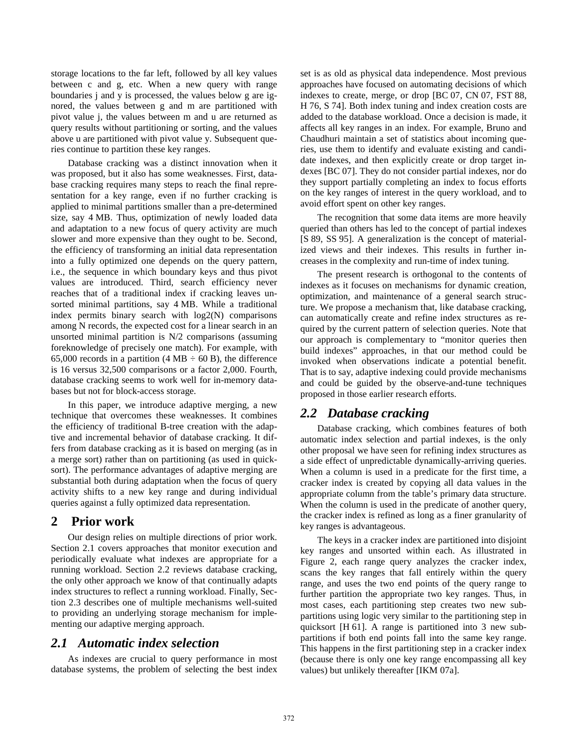storage locations to the far left, followed by all key values between c and g, etc. When a new query with range boundaries j and y is processed, the values below g are ignored, the values between g and m are partitioned with pivot value j, the values between m and u are returned as query results without partitioning or sorting, and the values above u are partitioned with pivot value y. Subsequent queries continue to partition these key ranges.

Database cracking was a distinct innovation when it was proposed, but it also has some weaknesses. First, database cracking requires many steps to reach the final representation for a key range, even if no further cracking is applied to minimal partitions smaller than a pre-determined size, say 4 MB. Thus, optimization of newly loaded data and adaptation to a new focus of query activity are much slower and more expensive than they ought to be. Second, the efficiency of transforming an initial data representation into a fully optimized one depends on the query pattern, i.e., the sequence in which boundary keys and thus pivot values are introduced. Third, search efficiency never reaches that of a traditional index if cracking leaves unsorted minimal partitions, say 4 MB. While a traditional index permits binary search with log2(N) comparisons among N records, the expected cost for a linear search in an unsorted minimal partition is N/2 comparisons (assuming foreknowledge of precisely one match). For example, with 65,000 records in a partition (4 MB ÷ 60 B), the difference is 16 versus 32,500 comparisons or a factor 2,000. Fourth, database cracking seems to work well for in-memory databases but not for block-access storage.

In this paper, we introduce adaptive merging, a new technique that overcomes these weaknesses. It combines the efficiency of traditional B-tree creation with the adaptive and incremental behavior of database cracking. It differs from database cracking as it is based on merging (as in a merge sort) rather than on partitioning (as used in quicksort). The performance advantages of adaptive merging are substantial both during adaptation when the focus of query activity shifts to a new key range and during individual queries against a fully optimized data representation.

## 2 Prior work

Our design relies on multiple directions of prior work. Section 2.1 covers approaches that monitor execution and periodically evaluate what indexes are appropriate for a running workload. Section 2.2 reviews database cracking, the only other approach we know of that continually adapts index structures to reflect a running workload. Finally, Section 2.3 describes one of multiple mechanisms well-suited to providing an underlying storage mechanism for implementing our adaptive merging approach.

### *2.1 Automatic index selection*

As indexes are crucial to query performance in most database systems, the problem of selecting the best index set is as old as physical data independence. Most previous approaches have focused on automating decisions of which indexes to create, merge, or drop [BC 07, CN 07, FST 88, H 76, S 74]. Both index tuning and index creation costs are added to the database workload. Once a decision is made, it affects all key ranges in an index. For example, Bruno and Chaudhuri maintain a set of statistics about incoming queries, use them to identify and evaluate existing and candidate indexes, and then explicitly create or drop target indexes [BC 07]. They do not consider partial indexes, nor do they support partially completing an index to focus efforts on the key ranges of interest in the query workload, and to avoid effort spent on other key ranges.

The recognition that some data items are more heavily queried than others has led to the concept of partial indexes [S 89, SS 95]. A generalization is the concept of materialized views and their indexes. This results in further increases in the complexity and run-time of index tuning.

The present research is orthogonal to the contents of indexes as it focuses on mechanisms for dynamic creation, optimization, and maintenance of a general search structure. We propose a mechanism that, like database cracking, can automatically create and refine index structures as required by the current pattern of selection queries. Note that our approach is complementary to "monitor queries then build indexes" approaches, in that our method could be invoked when observations indicate a potential benefit. That is to say, adaptive indexing could provide mechanisms and could be guided by the observe-and-tune techniques proposed in those earlier research efforts.

### *2.2 Database cracking*

Database cracking, which combines features of both automatic index selection and partial indexes, is the only other proposal we have seen for refining index structures as a side effect of unpredictable dynamically-arriving queries. When a column is used in a predicate for the first time, a cracker index is created by copying all data values in the appropriate column from the table's primary data structure. When the column is used in the predicate of another query, the cracker index is refined as long as a finer granularity of key ranges is advantageous.

The keys in a cracker index are partitioned into disjoint key ranges and unsorted within each. As illustrated in Figure 2, each range query analyzes the cracker index, scans the key ranges that fall entirely within the query range, and uses the two end points of the query range to further partition the appropriate two key ranges. Thus, in most cases, each partitioning step creates two new sub-partitions using logic very similar to the partitioning step in quicksort [H 61]. A range is partitioned into 3 new sub-partitions if both end points fall into the same key range. This happens in the first partitioning step in a cracker index (because there is only one key range encompassing all key values) but unlikely thereafter [IKM 07a].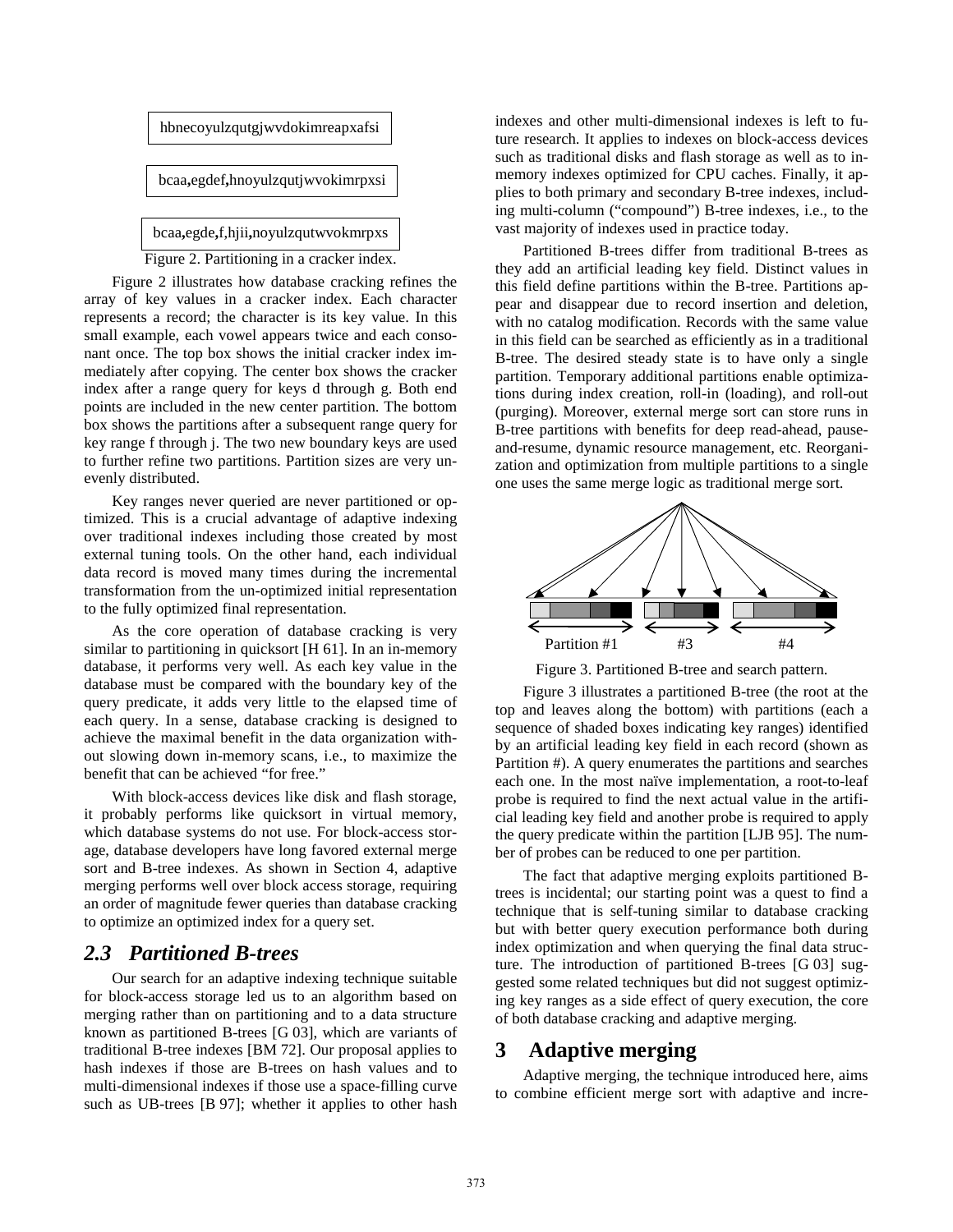hbnecoyulzqutgjwvdokimreapxafsi

bcaa,egdef,hnoyulzqutjwvokimrpxsi

bcaa,egde,f,hjii,noyulzqutwvokmrpxs

Figure 2. Partitioning in a cracker index.

Figure 2 illustrates how database cracking refines the array of key values in a cracker index. Each character represents a record; the character is its key value. In this small example, each vowel appears twice and each consonant once. The top box shows the initial cracker index immediately after copying. The center box shows the cracker index after a range query for keys d through g. Both end points are included in the new center partition. The bottom box shows the partitions after a subsequent range query for key range f through j. The two new boundary keys are used to further refine two partitions. Partition sizes are very unevenly distributed.

Key ranges never queried are never partitioned or optimized. This is a crucial advantage of adaptive indexing over traditional indexes including those created by most external tuning tools. On the other hand, each individual data record is moved many times during the incremental transformation from the un-optimized initial representation to the fully optimized final representation.

As the core operation of database cracking is very similar to partitioning in quicksort [H 61]. In an in-memory database, it performs very well. As each key value in the database must be compared with the boundary key of the query predicate, it adds very little to the elapsed time of each query. In a sense, database cracking is designed to achieve the maximal benefit in the data organization without slowing down in-memory scans, i.e., to maximize the benefit that can be achieved "for free."

With block-access devices like disk and flash storage, it probably performs like quicksort in virtual memory, which database systems do not use. For block-access storage, database developers have long favored external merge sort and B-tree indexes. As shown in Section 4, adaptive merging performs well over block access storage, requiring an order of magnitude fewer queries than database cracking to optimize an optimized index for a query set.

## *2.3 Partitioned B-trees*

Our search for an adaptive indexing technique suitable for block-access storage led us to an algorithm based on merging rather than on partitioning and to a data structure known as partitioned B-trees [G 03], which are variants of traditional B-tree indexes [BM 72]. Our proposal applies to hash indexes if those are B-trees on hash values and to multi-dimensional indexes if those use a space-filling curve such as UB-trees [B 97]; whether it applies to other hash indexes and other multi-dimensional indexes is left to future research. It applies to indexes on block-access devices such as traditional disks and flash storage as well as to in-memory indexes optimized for CPU caches. Finally, it applies to both primary and secondary B-tree indexes, including multi-column ("compound") B-tree indexes, i.e., to the vast majority of indexes used in practice today.

Partitioned B-trees differ from traditional B-trees as they add an artificial leading key field. Distinct values in this field define partitions within the B-tree. Partitions appear and disappear due to record insertion and deletion, with no catalog modification. Records with the same value in this field can be searched as efficiently as in a traditional B-tree. The desired steady state is to have only a single partition. Temporary additional partitions enable optimizations during index creation, roll-in (loading), and roll-out (purging). Moreover, external merge sort can store runs in B-tree partitions with benefits for deep read-ahead, pause-and-resume, dynamic resource management, etc. Reorganization and optimization from multiple partitions to a single one uses the same merge logic as traditional merge sort.

Partition #1 #3 #4

Figure 3. Partitioned B-tree and search pattern.

Figure 3 illustrates a partitioned B-tree (the root at the top and leaves along the bottom) with partitions (each a sequence of shaded boxes indicating key ranges) identified by an artificial leading key field in each record (shown as Partition #). A query enumerates the partitions and searches each one. In the most naïve implementation, a root-to-leaf probe is required to find the next actual value in the artificial leading key field and another probe is required to apply the query predicate within the partition [LJB 95]. The number of probes can be reduced to one per partition.

The fact that adaptive merging exploits partitioned B-trees is incidental; our starting point was a quest to find a technique that is self-tuning similar to database cracking but with better query execution performance both during index optimization and when querying the final data structure. The introduction of partitioned B-trees [G 03] suggested some related techniques but did not suggest optimizing key ranges as a side effect of query execution, the core of both database cracking and adaptive merging.

# 3 Adaptive merging

Adaptive merging, the technique introduced here, aims to combine efficient merge sort with adaptive and incre-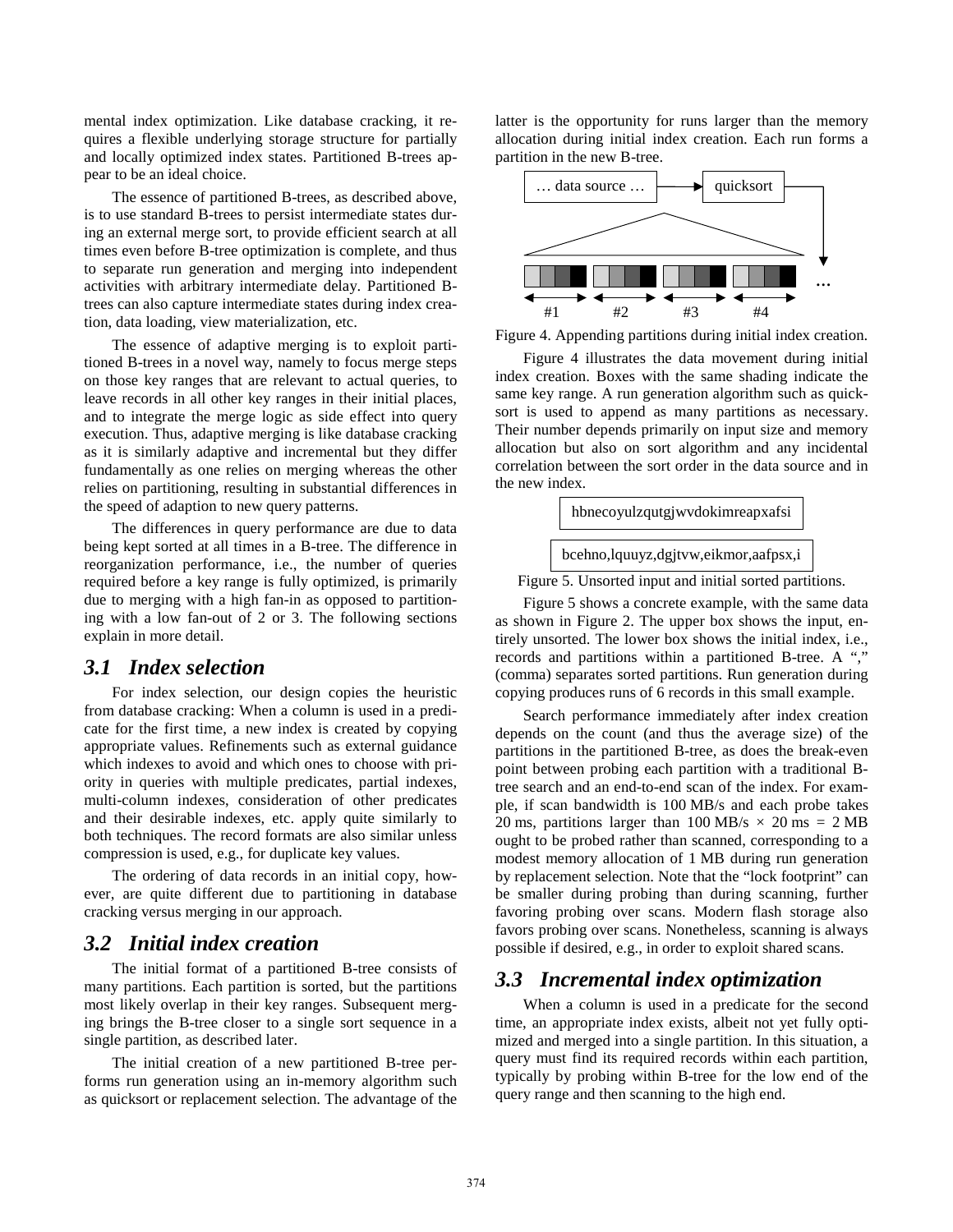mental index optimization. Like database cracking, it requires a flexible underlying storage structure for partially and locally optimized index states. Partitioned B-trees appear to be an ideal choice.

The essence of partitioned B-trees, as described above, is to use standard B-trees to persist intermediate states during an external merge sort, to provide efficient search at all times even before B-tree optimization is complete, and thus to separate run generation and merging into independent activities with arbitrary intermediate delay. Partitioned B-trees can also capture intermediate states during index creation, data loading, view materialization, etc.

The essence of adaptive merging is to exploit partitioned B-trees in a novel way, namely to focus merge steps on those key ranges that are relevant to actual queries, to leave records in all other key ranges in their initial places, and to integrate the merge logic as side effect into query execution. Thus, adaptive merging is like database cracking as it is similarly adaptive and incremental but they differ fundamentally as one relies on merging whereas the other relies on partitioning, resulting in substantial differences in the speed of adaption to new query patterns.

The differences in query performance are due to data being kept sorted at all times in a B-tree. The difference in reorganization performance, i.e., the number of queries required before a key range is fully optimized, is primarily due to merging with a high fan-in as opposed to partitioning with a low fan-out of 2 or 3. The following sections explain in more detail.

## *3.1 Index selection*

For index selection, our design copies the heuristic from database cracking: When a column is used in a predicate for the first time, a new index is created by copying appropriate values. Refinements such as external guidance which indexes to avoid and which ones to choose with priority in queries with multiple predicates, partial indexes, multi-column indexes, consideration of other predicates and their desirable indexes, etc. apply quite similarly to both techniques. The record formats are also similar unless compression is used, e.g., for duplicate key values.

The ordering of data records in an initial copy, however, are quite different due to partitioning in database cracking versus merging in our approach.

## *3.2 Initial index creation*

The initial format of a partitioned B-tree consists of many partitions. Each partition is sorted, but the partitions most likely overlap in their key ranges. Subsequent merging brings the B-tree closer to a single sort sequence in a single partition, as described later.

The initial creation of a new partitioned B-tree performs run generation using an in-memory algorithm such as quicksort or replacement selection. The advantage of the latter is the opportunity for runs larger than the memory allocation during initial index creation. Each run forms a partition in the new B-tree.

Figure 4. Appending partitions during initial index creation.

Figure 4 illustrates the data movement during initial index creation. Boxes with the same shading indicate the same key range. A run generation algorithm such as quicksort is used to append as many partitions as necessary. Their number depends primarily on input size and memory allocation but also on sort algorithm and any incidental correlation between the sort order in the data source and in the new index.

hbnecoyulzqutgjwvdokimreapxafsi

bcehno,lquuyz,dgjtvw,eikmor,aafpsx,i

Figure 5. Unsorted input and initial sorted partitions.

Figure 5 shows a concrete example, with the same data as shown in Figure 2. The upper box shows the input, entirely unsorted. The lower box shows the initial index, i.e., records and partitions within a partitioned B-tree. A "," (comma) separates sorted partitions. Run generation during copying produces runs of 6 records in this small example.

Search performance immediately after index creation depends on the count (and thus the average size) of the partitions in the partitioned B-tree, as does the break-even point between probing each partition with a traditional B-tree search and an end-to-end scan of the index. For example, if scan bandwidth is 100 MB/s and each probe takes 20 ms, partitions larger than 100 MB/s × 20 ms = 2 MB ought to be probed rather than scanned, corresponding to a modest memory allocation of 1 MB during run generation by replacement selection. Note that the "lock footprint" can be smaller during probing than during scanning, further favoring probing over scans. Modern flash storage also favors probing over scans. Nonetheless, scanning is always possible if desired, e.g., in order to exploit shared scans.

## *3.3 Incremental index optimization*

When a column is used in a predicate for the second time, an appropriate index exists, albeit not yet fully optimized and merged into a single partition. In this situation, a query must find its required records within each partition, typically by probing within B-tree for the low end of the query range and then scanning to the high end.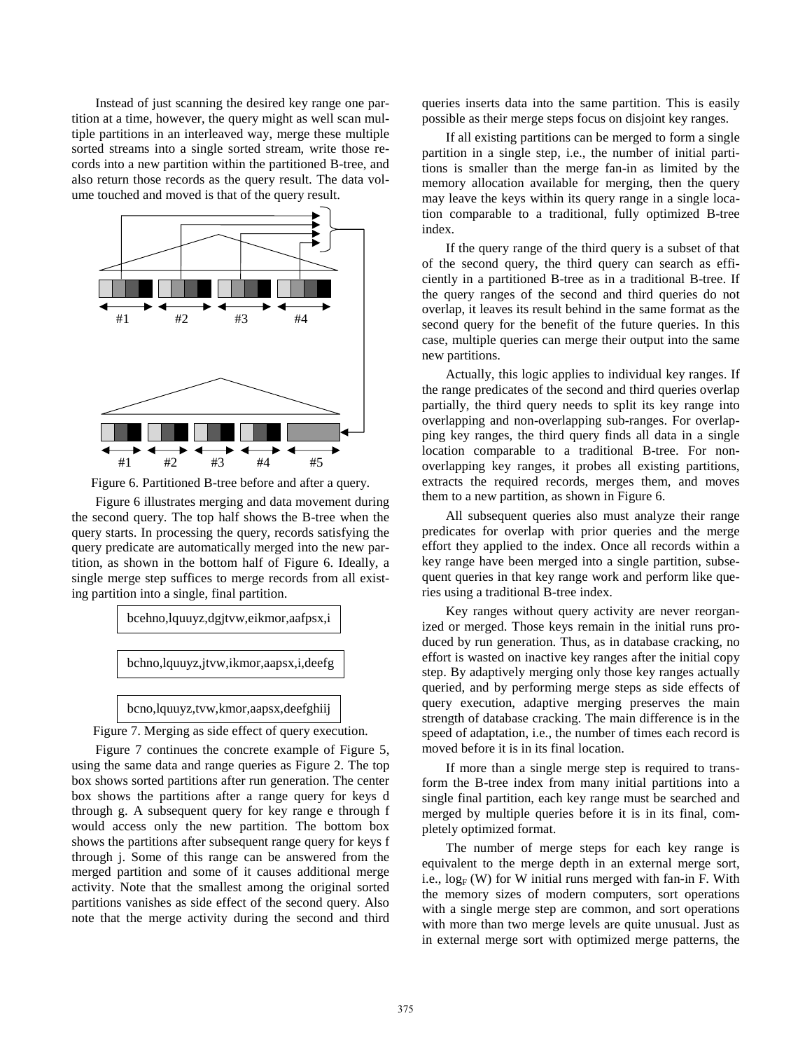Instead of just scanning the desired key range one partition at a time, however, the query might as well scan multiple partitions in an interleaved way, merge these multiple sorted streams into a single sorted stream, write those records into a new partition within the partitioned B-tree, and also return those records as the query result. The data volume touched and moved is that of the query result.

Figure 6. Partitioned B-tree before and after a query.

Figure 6 illustrates merging and data movement during the second query. The top half shows the B-tree when the query starts. In processing the query, records satisfying the query predicate are automatically merged into the new partition, as shown in the bottom half of Figure 6. Ideally, a single merge step suffices to merge records from all existing partition into a single, final partition.

bcehno,lquuyz,dgjtvw,eikmor,aafpsx,i

bchno,lquuyz,jtvw,ikmor,aapsx,i,deefg

bcno,lquuyz,tvw,kmor,aapsx,deefghiij

Figure 7. Merging as side effect of query execution.

Figure 7 continues the concrete example of Figure 5, using the same data and range queries as Figure 2. The top box shows sorted partitions after run generation. The center box shows the partitions after a range query for keys d through g. A subsequent query for key range e through f would access only the new partition. The bottom box shows the partitions after subsequent range query for keys f through j. Some of this range can be answered from the merged partition and some of it causes additional merge activity. Note that the smallest among the original sorted partitions vanishes as side effect of the second query. Also note that the merge activity during the second and third queries inserts data into the same partition. This is easily possible as their merge steps focus on disjoint key ranges.

If all existing partitions can be merged to form a single partition in a single step, i.e., the number of initial partitions is smaller than the merge fan-in as limited by the memory allocation available for merging, then the query may leave the keys within its query range in a single location comparable to a traditional, fully optimized B-tree index.

If the query range of the third query is a subset of that of the second query, the third query can search as efficiently in a partitioned B-tree as in a traditional B-tree. If the query ranges of the second and third queries do not overlap, it leaves its result behind in the same format as the second query for the benefit of the future queries. In this case, multiple queries can merge their output into the same new partitions.

Actually, this logic applies to individual key ranges. If the range predicates of the second and third queries overlap partially, the third query needs to split its key range into overlapping and non-overlapping sub-ranges. For overlapping key ranges, the third query finds all data in a single location comparable to a traditional B-tree. For non-overlapping key ranges, it probes all existing partitions, extracts the required records, merges them, and moves them to a new partition, as shown in Figure 6.

All subsequent queries also must analyze their range predicates for overlap with prior queries and the merge effort they applied to the index. Once all records within a key range have been merged into a single partition, subsequent queries in that key range work and perform like queries using a traditional B-tree index.

Key ranges without query activity are never reorganized or merged. Those keys remain in the initial runs produced by run generation. Thus, as in database cracking, no effort is wasted on inactive key ranges after the initial copy step. By adaptively merging only those key ranges actually queried, and by performing merge steps as side effects of query execution, adaptive merging preserves the main strength of database cracking. The main difference is in the speed of adaptation, i.e., the number of times each record is moved before it is in its final location.

If more than a single merge step is required to transform the B-tree index from many initial partitions into a single final partition, each key range must be searched and merged by multiple queries before it is in its final, completely optimized format.

The number of merge steps for each key range is equivalent to the merge depth in an external merge sort, i.e., $\log_F(W)$ for W initial runs merged with fan-in F. With the memory sizes of modern computers, sort operations with a single merge step are common, and sort operations with more than two merge levels are quite unusual. Just as in external merge sort with optimized merge patterns, the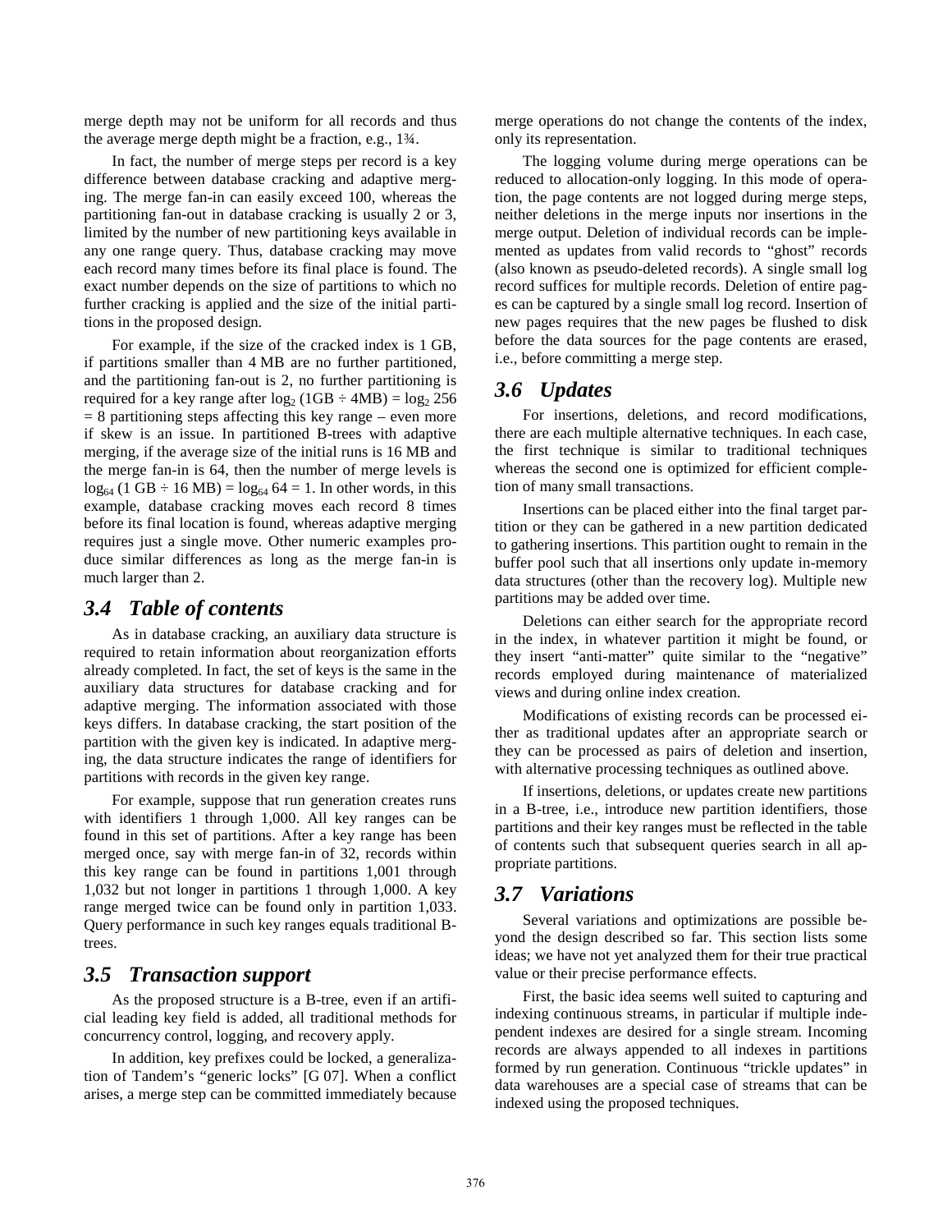merge depth may not be uniform for all records and thus the average merge depth might be a fraction, e.g., 1¾.

In fact, the number of merge steps per record is a key difference between database cracking and adaptive merging. The merge fan-in can easily exceed 100, whereas the partitioning fan-out in database cracking is usually 2 or 3, limited by the number of new partitioning keys available in any one range query. Thus, database cracking may move each record many times before its final place is found. The exact number depends on the size of partitions to which no further cracking is applied and the size of the initial partitions in the proposed design.

For example, if the size of the cracked index is 1 GB, if partitions smaller than 4 MB are no further partitioned, and the partitioning fan-out is 2, no further partitioning is required for a key range after $\log_2$ (1GB ÷ 4MB) = $\log_2$ 256 = 8 partitioning steps affecting this key range – even more if skew is an issue. In partitioned B-trees with adaptive merging, if the average size of the initial runs is 16 MB and the merge fan-in is 64, then the number of merge levels is $\log_{64}$ (1 GB ÷ 16 MB) = $\log_{64}$ 64 = 1. In other words, in this example, database cracking moves each record 8 times before its final location is found, whereas adaptive merging requires just a single move. Other numeric examples produce similar differences as long as the merge fan-in is much larger than 2.

## 3.4 Table of contents

As in database cracking, an auxiliary data structure is required to retain information about reorganization efforts already completed. In fact, the set of keys is the same in the auxiliary data structures for database cracking and for adaptive merging. The information associated with those keys differs. In database cracking, the start position of the partition with the given key is indicated. In adaptive merging, the data structure indicates the range of identifiers for partitions with records in the given key range.

For example, suppose that run generation creates runs with identifiers 1 through 1,000. All key ranges can be found in this set of partitions. After a key range has been merged once, say with merge fan-in of 32, records within this key range can be found in partitions 1,001 through 1,032 but not longer in partitions 1 through 1,000. A key range merged twice can be found only in partition 1,033. Query performance in such key ranges equals traditional B-trees.

## 3.5 Transaction support

As the proposed structure is a B-tree, even if an artificial leading key field is added, all traditional methods for concurrency control, logging, and recovery apply.

In addition, key prefixes could be locked, a generalization of Tandem's "generic locks" [G 07]. When a conflict arises, a merge step can be committed immediately because merge operations do not change the contents of the index, only its representation.

The logging volume during merge operations can be reduced to allocation-only logging. In this mode of operation, the page contents are not logged during merge steps, neither deletions in the merge inputs nor insertions in the merge output. Deletion of individual records can be implemented as updates from valid records to "ghost" records (also known as pseudo-deleted records). A single small log record suffices for multiple records. Deletion of entire pages can be captured by a single small log record. Insertion of new pages requires that the new pages be flushed to disk before the data sources for the page contents are erased, i.e., before committing a merge step.

## 3.6 Updates

For insertions, deletions, and record modifications, there are each multiple alternative techniques. In each case, the first technique is similar to traditional techniques whereas the second one is optimized for efficient completion of many small transactions.

Insertions can be placed either into the final target partition or they can be gathered in a new partition dedicated to gathering insertions. This partition ought to remain in the buffer pool such that all insertions only update in-memory data structures (other than the recovery log). Multiple new partitions may be added over time.

Deletions can either search for the appropriate record in the index, in whatever partition it might be found, or they insert "anti-matter" quite similar to the "negative" records employed during maintenance of materialized views and during online index creation.

Modifications of existing records can be processed either as traditional updates after an appropriate search or they can be processed as pairs of deletion and insertion, with alternative processing techniques as outlined above.

If insertions, deletions, or updates create new partitions in a B-tree, i.e., introduce new partition identifiers, those partitions and their key ranges must be reflected in the table of contents such that subsequent queries search in all appropriate partitions.

## 3.7 Variations

Several variations and optimizations are possible beyond the design described so far. This section lists some ideas; we have not yet analyzed them for their true practical value or their precise performance effects.

First, the basic idea seems well suited to capturing and indexing continuous streams, in particular if multiple independent indexes are desired for a single stream. Incoming records are always appended to all indexes in partitions formed by run generation. Continuous "trickle updates" in data warehouses are a special case of streams that can be indexed using the proposed techniques.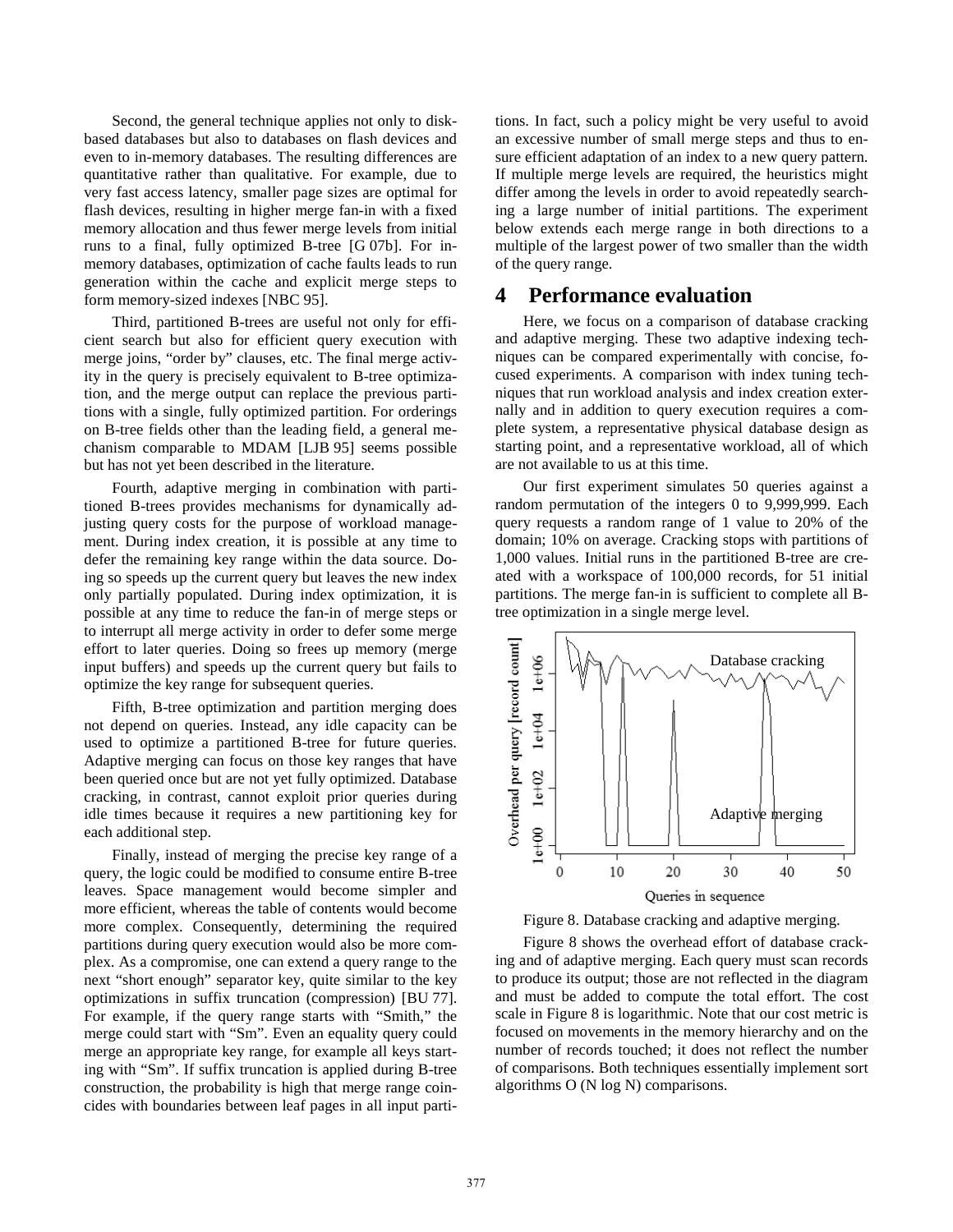Second, the general technique applies not only to disk-based databases but also to databases on flash devices and even to in-memory databases. The resulting differences are quantitative rather than qualitative. For example, due to very fast access latency, smaller page sizes are optimal for flash devices, resulting in higher merge fan-in with a fixed memory allocation and thus fewer merge levels from initial runs to a final, fully optimized B-tree [G 07b]. For in-memory databases, optimization of cache faults leads to run generation within the cache and explicit merge steps to form memory-sized indexes [NBC 95].

Third, partitioned B-trees are useful not only for efficient search but also for efficient query execution with merge joins, "order by" clauses, etc. The final merge activity in the query is precisely equivalent to B-tree optimization, and the merge output can replace the previous partitions with a single, fully optimized partition. For orderings on B-tree fields other than the leading field, a general mechanism comparable to MDAM [LJB 95] seems possible but has not yet been described in the literature.

Fourth, adaptive merging in combination with partitioned B-trees provides mechanisms for dynamically adjusting query costs for the purpose of workload management. During index creation, it is possible at any time to defer the remaining key range within the data source. Doing so speeds up the current query but leaves the new index only partially populated. During index optimization, it is possible at any time to reduce the fan-in of merge steps or to interrupt all merge activity in order to defer some merge effort to later queries. Doing so frees up memory (merge input buffers) and speeds up the current query but fails to optimize the key range for subsequent queries.

Fifth, B-tree optimization and partition merging does not depend on queries. Instead, any idle capacity can be used to optimize a partitioned B-tree for future queries. Adaptive merging can focus on those key ranges that have been queried once but are not yet fully optimized. Database cracking, in contrast, cannot exploit prior queries during idle times because it requires a new partitioning key for each additional step.

Finally, instead of merging the precise key range of a query, the logic could be modified to consume entire B-tree leaves. Space management would become simpler and more efficient, whereas the table of contents would become more complex. Consequently, determining the required partitions during query execution would also be more complex. As a compromise, one can extend a query range to the next "short enough" separator key, quite similar to the key optimizations in suffix truncation (compression) [BU 77]. For example, if the query range starts with "Smith," the merge could start with "Sm". Even an equality query could merge an appropriate key range, for example all keys starting with "Sm". If suffix truncation is applied during B-tree construction, the probability is high that merge range coincides with boundaries between leaf pages in all input partitions. In fact, such a policy might be very useful to avoid an excessive number of small merge steps and thus to ensure efficient adaptation of an index to a new query pattern. If multiple merge levels are required, the heuristics might differ among the levels in order to avoid repeatedly searching a large number of initial partitions. The experiment below extends each merge range in both directions to a multiple of the largest power of two smaller than the width of the query range.

# 4 Performance evaluation

Here, we focus on a comparison of database cracking and adaptive merging. These two adaptive indexing techniques can be compared experimentally with concise, focused experiments. A comparison with index tuning techniques that run workload analysis and index creation externally and in addition to query execution requires a complete system, a representative physical database design as starting point, and a representative workload, all of which are not available to us at this time.

Our first experiment simulates 50 queries against a random permutation of the integers 0 to 9,999,999. Each query requests a random range of 1 value to 20% of the domain; 10% on average. Cracking stops with partitions of 1,000 values. Initial runs in the partitioned B-tree are created with a workspace of 100,000 records, for 51 initial partitions. The merge fan-in is sufficient to complete all B-tree optimization in a single merge level.

Figure 8. Database cracking and adaptive merging.

Figure 8 shows the overhead effort of database cracking and of adaptive merging. Each query must scan records to produce its output; those are not reflected in the diagram and must be added to compute the total effort. The cost scale in Figure 8 is logarithmic. Note that our cost metric is focused on movements in the memory hierarchy and on the number of records touched; it does not reflect the number of comparisons. Both techniques essentially implement sort algorithms O (N log N) comparisons.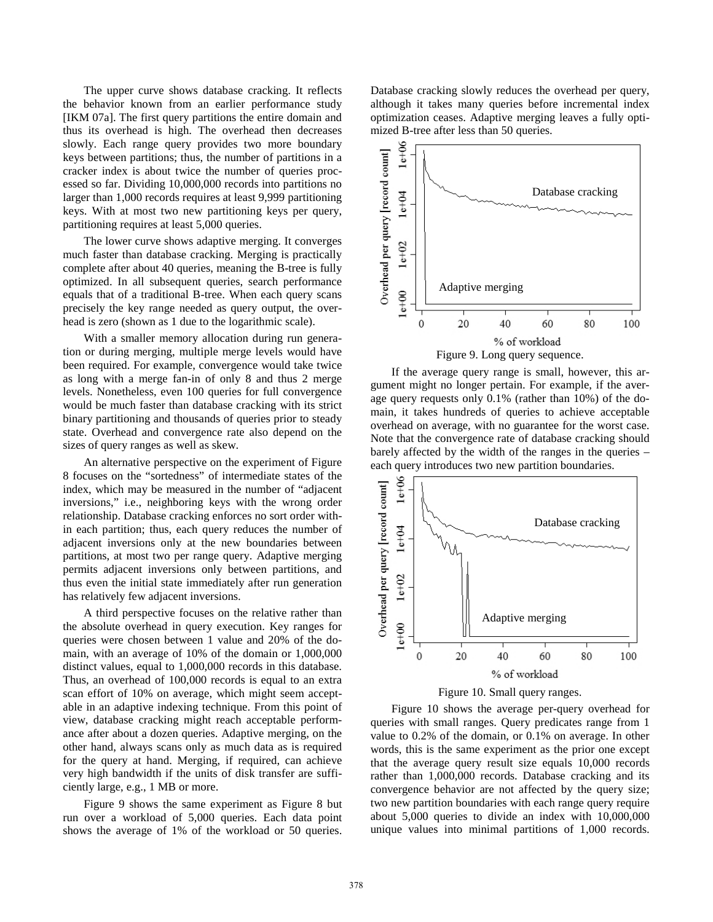The upper curve shows database cracking. It reflects the behavior known from an earlier performance study [IKM 07a]. The first query partitions the entire domain and thus its overhead is high. The overhead then decreases slowly. Each range query provides two more boundary keys between partitions; thus, the number of partitions in a cracker index is about twice the number of queries processed so far. Dividing 10,000,000 records into partitions no larger than 1,000 records requires at least 9,999 partitioning keys. With at most two new partitioning keys per query, partitioning requires at least 5,000 queries.

The lower curve shows adaptive merging. It converges much faster than database cracking. Merging is practically complete after about 40 queries, meaning the B-tree is fully optimized. In all subsequent queries, search performance equals that of a traditional B-tree. When each query scans precisely the key range needed as query output, the overhead is zero (shown as 1 due to the logarithmic scale).

With a smaller memory allocation during run generation or during merging, multiple merge levels would have been required. For example, convergence would take twice as long with a merge fan-in of only 8 and thus 2 merge levels. Nonetheless, even 100 queries for full convergence would be much faster than database cracking with its strict binary partitioning and thousands of queries prior to steady state. Overhead and convergence rate also depend on the sizes of query ranges as well as skew.

An alternative perspective on the experiment of Figure 8 focuses on the "sortedness" of intermediate states of the index, which may be measured in the number of "adjacent inversions," i.e., neighboring keys with the wrong order relationship. Database cracking enforces no sort order within each partition; thus, each query reduces the number of adjacent inversions only at the new boundaries between partitions, at most two per range query. Adaptive merging permits adjacent inversions only between partitions, and thus even the initial state immediately after run generation has relatively few adjacent inversions.

A third perspective focuses on the relative rather than the absolute overhead in query execution. Key ranges for queries were chosen between 1 value and 20% of the domain, with an average of 10% of the domain or 1,000,000 distinct values, equal to 1,000,000 records in this database. Thus, an overhead of 100,000 records is equal to an extra scan effort of 10% on average, which might seem acceptable in an adaptive indexing technique. From this point of view, database cracking might reach acceptable performance after about a dozen queries. Adaptive merging, on the other hand, always scans only as much data as is required for the query at hand. Merging, if required, can achieve very high bandwidth if the units of disk transfer are sufficiently large, e.g., 1 MB or more.

Figure 9 shows the same experiment as Figure 8 but run over a workload of 5,000 queries. Each data point shows the average of 1% of the workload or 50 queries. Database cracking slowly reduces the overhead per query, although it takes many queries before incremental index optimization ceases. Adaptive merging leaves a fully optimized B-tree after less than 50 queries.

Figure 9. Long query sequence.

If the average query range is small, however, this argument might no longer pertain. For example, if the average query requests only 0.1% (rather than 10%) of the domain, it takes hundreds of queries to achieve acceptable overhead on average, with no guarantee for the worst case. Note that the convergence rate of database cracking should barely affected by the width of the ranges in the queries – each query introduces two new partition boundaries.

Figure 10. Small query ranges.

Figure 10 shows the average per-query overhead for queries with small ranges. Query predicates range from 1 value to 0.2% of the domain, or 0.1% on average. In other words, this is the same experiment as the prior one except that the average query result size equals 10,000 records rather than 1,000,000 records. Database cracking and its convergence behavior are not affected by the query size; two new partition boundaries with each range query require about 5,000 queries to divide an index with 10,000,000 unique values into minimal partitions of 1,000 records.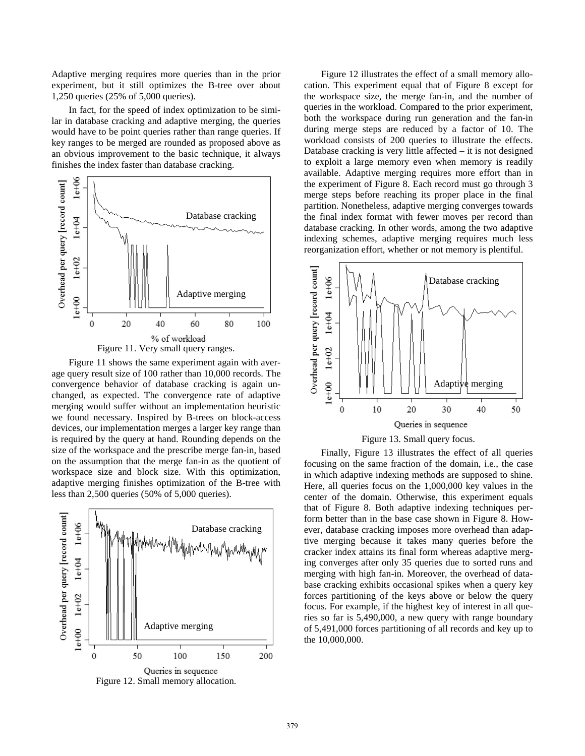Adaptive merging requires more queries than in the prior experiment, but it still optimizes the B-tree over about 1,250 queries (25% of 5,000 queries).

In fact, for the speed of index optimization to be similar in database cracking and adaptive merging, the queries would have to be point queries rather than range queries. If key ranges to be merged are rounded as proposed above as an obvious improvement to the basic technique, it always finishes the index faster than database cracking.

Figure 11. Very small query ranges.

Figure 11 shows the same experiment again with average query result size of 100 rather than 10,000 records. The convergence behavior of database cracking is again unchanged, as expected. The convergence rate of adaptive merging would suffer without an implementation heuristic we found necessary. Inspired by B-trees on block-access devices, our implementation merges a larger key range than is required by the query at hand. Rounding depends on the size of the workspace and the prescribe merge fan-in, based on the assumption that the merge fan-in as the quotient of workspace size and block size. With this optimization, adaptive merging finishes optimization of the B-tree with less than 2,500 queries (50% of 5,000 queries).

Figure 12. Small memory allocation.

Figure 12 illustrates the effect of a small memory allocation. This experiment equal that of Figure 8 except for the workspace size, the merge fan-in, and the number of queries in the workload. Compared to the prior experiment, both the workspace during run generation and the fan-in during merge steps are reduced by a factor of 10. The workload consists of 200 queries to illustrate the effects. Database cracking is very little affected – it is not designed to exploit a large memory even when memory is readily available. Adaptive merging requires more effort than in the experiment of Figure 8. Each record must go through 3 merge steps before reaching its proper place in the final partition. Nonetheless, adaptive merging converges towards the final index format with fewer moves per record than database cracking. In other words, among the two adaptive indexing schemes, adaptive merging requires much less reorganization effort, whether or not memory is plentiful.

Figure 13. Small query focus.

Finally, Figure 13 illustrates the effect of all queries focusing on the same fraction of the domain, i.e., the case in which adaptive indexing methods are supposed to shine. Here, all queries focus on the 1,000,000 key values in the center of the domain. Otherwise, this experiment equals that of Figure 8. Both adaptive indexing techniques perform better than in the base case shown in Figure 8. However, database cracking imposes more overhead than adaptive merging because it takes many queries before the cracker index attains its final form whereas adaptive merging converges after only 35 queries due to sorted runs and merging with high fan-in. Moreover, the overhead of database cracking exhibits occasional spikes when a query key forces partitioning of the keys above or below the query focus. For example, if the highest key of interest in all queries so far is 5,490,000, a new query with range boundary of 5,491,000 forces partitioning of all records and key up to the 10,000,000.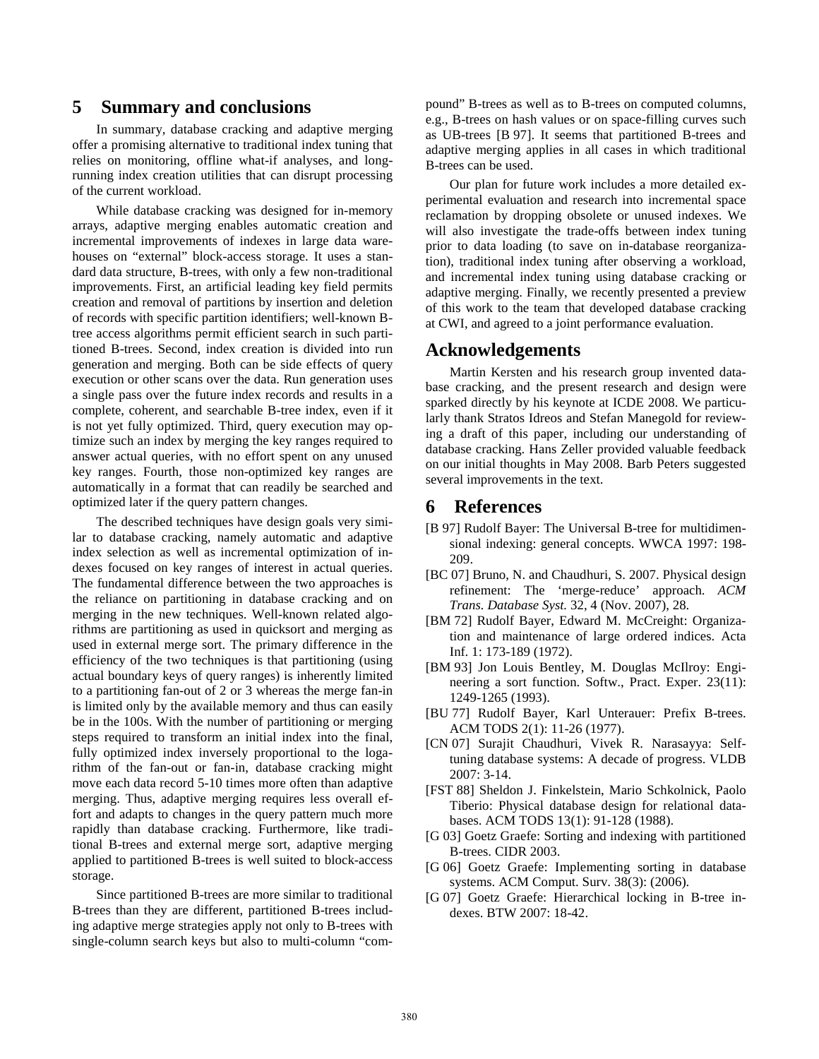# 5 Summary and conclusions

In summary, database cracking and adaptive merging offer a promising alternative to traditional index tuning that relies on monitoring, offline what-if analyses, and long-running index creation utilities that can disrupt processing of the current workload.

While database cracking was designed for in-memory arrays, adaptive merging enables automatic creation and incremental improvements of indexes in large data warehouses on "external" block-access storage. It uses a standard data structure, B-trees, with only a few non-traditional improvements. First, an artificial leading key field permits creation and removal of partitions by insertion and deletion of records with specific partition identifiers; well-known B-tree access algorithms permit efficient search in such partitioned B-trees. Second, index creation is divided into run generation and merging. Both can be side effects of query execution or other scans over the data. Run generation uses a single pass over the future index records and results in a complete, coherent, and searchable B-tree index, even if it is not yet fully optimized. Third, query execution may optimize such an index by merging the key ranges required to answer actual queries, with no effort spent on any unused key ranges. Fourth, those non-optimized key ranges are automatically in a format that can readily be searched and optimized later if the query pattern changes.

The described techniques have design goals very similar to database cracking, namely automatic and adaptive index selection as well as incremental optimization of indexes focused on key ranges of interest in actual queries. The fundamental difference between the two approaches is the reliance on partitioning in database cracking and on merging in the new techniques. Well-known related algorithms are partitioning as used in quicksort and merging as used in external merge sort. The primary difference in the efficiency of the two techniques is that partitioning (using actual boundary keys of query ranges) is inherently limited to a partitioning fan-out of 2 or 3 whereas the merge fan-in is limited only by the available memory and thus can easily be in the 100s. With the number of partitioning or merging steps required to transform an initial index into the final, fully optimized index inversely proportional to the logarithm of the fan-out or fan-in, database cracking might move each data record 5-10 times more often than adaptive merging. Thus, adaptive merging requires less overall effort and adapts to changes in the query pattern much more rapidly than database cracking. Furthermore, like traditional B-trees and external merge sort, adaptive merging applied to partitioned B-trees is well suited to block-access storage.

Since partitioned B-trees are more similar to traditional B-trees than they are different, partitioned B-trees including adaptive merge strategies apply not only to B-trees with single-column search keys but also to multi-column "compound" B-trees as well as to B-trees on computed columns, e.g., B-trees on hash values or on space-filling curves such as UB-trees [B 97]. It seems that partitioned B-trees and adaptive merging applies in all cases in which traditional B-trees can be used.

Our plan for future work includes a more detailed experimental evaluation and research into incremental space reclamation by dropping obsolete or unused indexes. We will also investigate the trade-offs between index tuning prior to data loading (to save on in-database reorganization), traditional index tuning after observing a workload, and incremental index tuning using database cracking or adaptive merging. Finally, we recently presented a preview of this work to the team that developed database cracking at CWI, and agreed to a joint performance evaluation.

# Acknowledgements

Martin Kersten and his research group invented database cracking, and the present research and design were sparked directly by his keynote at ICDE 2008. We particularly thank Stratos Idreos and Stefan Manegold for reviewing a draft of this paper, including our understanding of database cracking. Hans Zeller provided valuable feedback on our initial thoughts in May 2008. Barb Peters suggested several improvements in the text.

# 6 References

[B 97] Rudolf Bayer: The Universal B-tree for multidimensional indexing: general concepts. WWCA 1997: 198-209.

[BC 07] Bruno, N. and Chaudhuri, S. 2007. Physical design refinement: The 'merge-reduce' approach. *ACM Trans. Database Syst.* 32, 4 (Nov. 2007), 28.

[BM 72] Rudolf Bayer, Edward M. McCreight: Organization and maintenance of large ordered indices. Acta Inf. 1: 173-189 (1972).

[BM 93] Jon Louis Bentley, M. Douglas McIlroy: Engineering a sort function. Softw., Pract. Exper. 23(11): 1249-1265 (1993).

[BU 77] Rudolf Bayer, Karl Unterauer: Prefix B-trees. ACM TODS 2(1): 11-26 (1977).

[CN 07] Surajit Chaudhuri, Vivek R. Narasayya: Self-tuning database systems: A decade of progress. VLDB 2007: 3-14.

[FST 88] Sheldon J. Finkelstein, Mario Schkolnick, Paolo Tiberio: Physical database design for relational databases. ACM TODS 13(1): 91-128 (1988).

[G 03] Goetz Graefe: Sorting and indexing with partitioned B-trees. CIDR 2003.

[G 06] Goetz Graefe: Implementing sorting in database systems. ACM Comput. Surv. 38(3): (2006).

[G 07] Goetz Graefe: Hierarchical locking in B-tree indexes. BTW 2007: 18-42.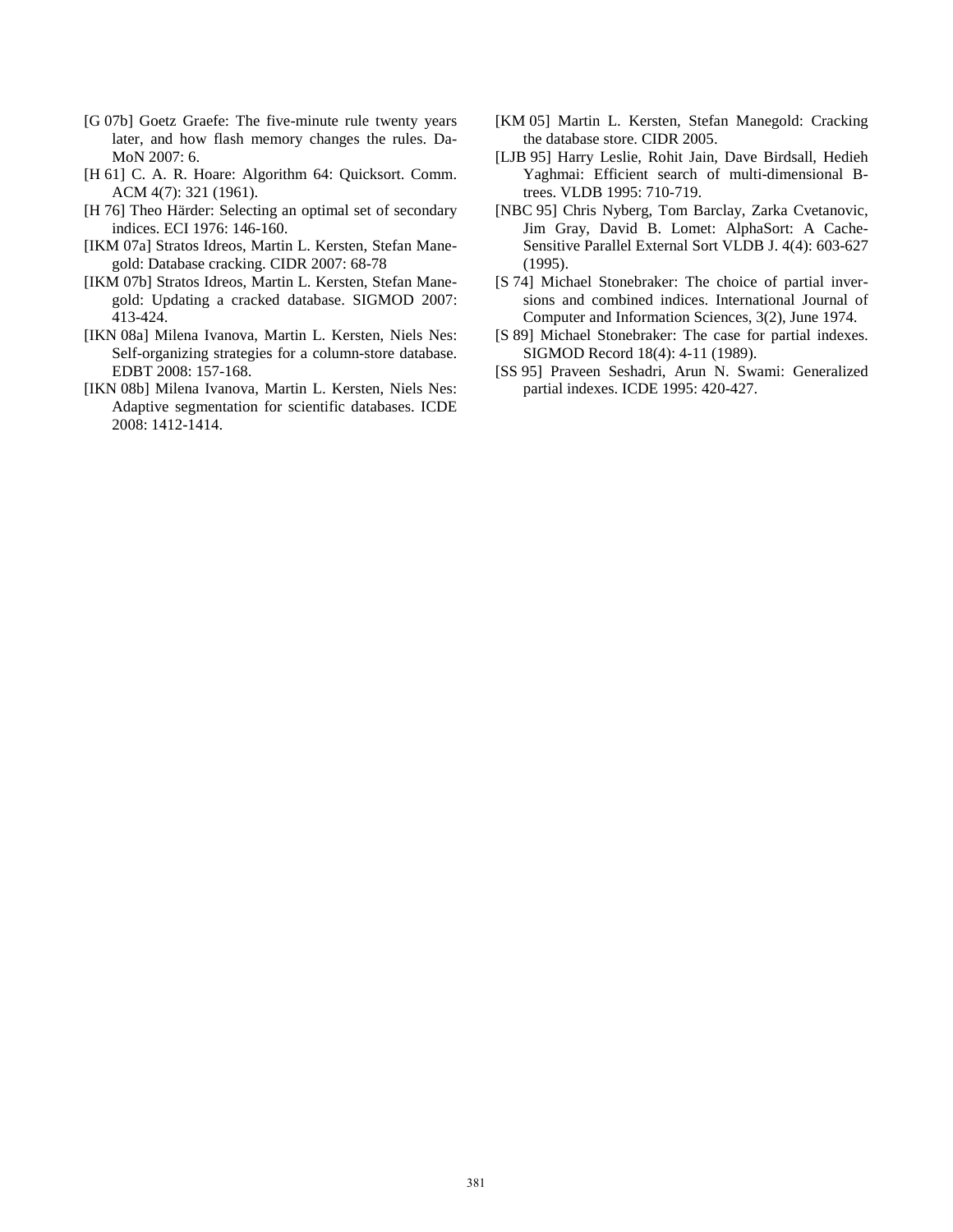[G 07b] Goetz Graefe: The five-minute rule twenty years later, and how flash memory changes the rules. DaMoN 2007: 6.

[H 61] C. A. R. Hoare: Algorithm 64: Quicksort. Comm. ACM 4(7): 321 (1961).

[H 76] Theo Härder: Selecting an optimal set of secondary indices. ECI 1976: 146-160.

[IKM 07a] Stratos Idreos, Martin L. Kersten, Stefan Manegold: Database cracking. CIDR 2007: 68-78

[IKM 07b] Stratos Idreos, Martin L. Kersten, Stefan Manegold: Updating a cracked database. SIGMOD 2007: 413-424.

[IKN 08a] Milena Ivanova, Martin L. Kersten, Niels Nes: Self-organizing strategies for a column-store database. EDBT 2008: 157-168.

[IKN 08b] Milena Ivanova, Martin L. Kersten, Niels Nes: Adaptive segmentation for scientific databases. ICDE 2008: 1412-1414.

[KM 05] Martin L. Kersten, Stefan Manegold: Cracking the database store. CIDR 2005.

[LJB 95] Harry Leslie, Rohit Jain, Dave Birdsall, Hedieh Yaghmai: Efficient search of multi-dimensional B-trees. VLDB 1995: 710-719.

[NBC 95] Chris Nyberg, Tom Barclay, Zarka Cvetanovic, Jim Gray, David B. Lomet: AlphaSort: A Cache-Sensitive Parallel External Sort VLDB J. 4(4): 603-627 (1995).

[S 74] Michael Stonebraker: The choice of partial inversions and combined indices. International Journal of Computer and Information Sciences, 3(2), June 1974.

[S 89] Michael Stonebraker: The case for partial indexes. SIGMOD Record 18(4): 4-11 (1989).

[SS 95] Praveen Seshadri, Arun N. Swami: Generalized partial indexes. ICDE 1995: 420-427.